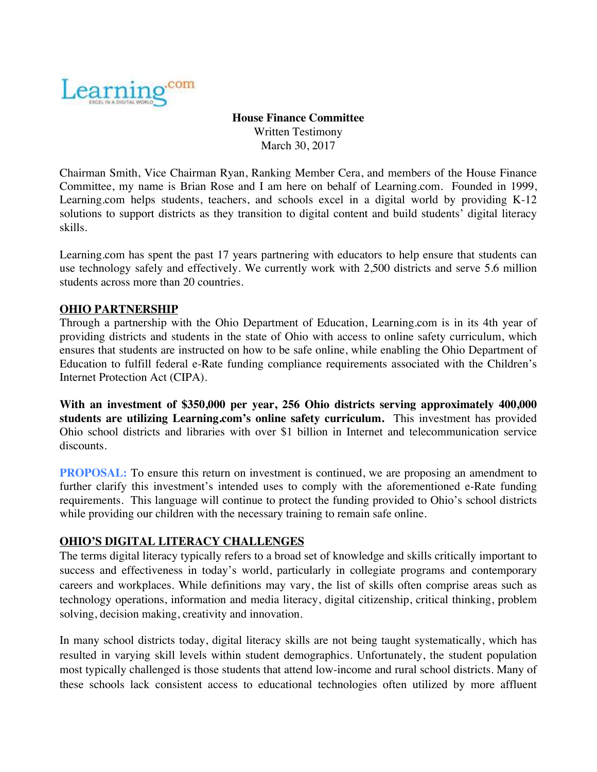**House Finance Committee**
Written Testimony
March 30, 2017

Chairman Smith, Vice Chairman Ryan, Ranking Member Cera, and members of the House Finance Committee, my name is Brian Rose and I am here on behalf of Learning.com. Founded in 1999, Learning.com helps students, teachers, and schools excel in a digital world by providing K-12 solutions to support districts as they transition to digital content and build students' digital literacy skills.

Learning.com has spent the past 17 years partnering with educators to help ensure that students can use technology safely and effectively. We currently work with 2,500 districts and serve 5.6 million students across more than 20 countries.

## OHIO PARTNERSHIP

Through a partnership with the Ohio Department of Education, Learning.com is in its 4th year of providing districts and students in the state of Ohio with access to online safety curriculum, which ensures that students are instructed on how to be safe online, while enabling the Ohio Department of Education to fulfill federal e-Rate funding compliance requirements associated with the Children's Internet Protection Act (CIPA).

**With an investment of $350,000 per year, 256 Ohio districts serving approximately 400,000 students are utilizing Learning.com's online safety curriculum.** This investment has provided Ohio school districts and libraries with over $1 billion in Internet and telecommunication service discounts.

**PROPOSAL:** To ensure this return on investment is continued, we are proposing an amendment to further clarify this investment's intended uses to comply with the aforementioned e-Rate funding requirements. This language will continue to protect the funding provided to Ohio's school districts while providing our children with the necessary training to remain safe online.

## OHIO'S DIGITAL LITERACY CHALLENGES

The terms digital literacy typically refers to a broad set of knowledge and skills critically important to success and effectiveness in today's world, particularly in collegiate programs and contemporary careers and workplaces. While definitions may vary, the list of skills often comprise areas such as technology operations, information and media literacy, digital citizenship, critical thinking, problem solving, decision making, creativity and innovation.

In many school districts today, digital literacy skills are not being taught systematically, which has resulted in varying skill levels within student demographics. Unfortunately, the student population most typically challenged is those students that attend low-income and rural school districts. Many of these schools lack consistent access to educational technologies often utilized by more affluent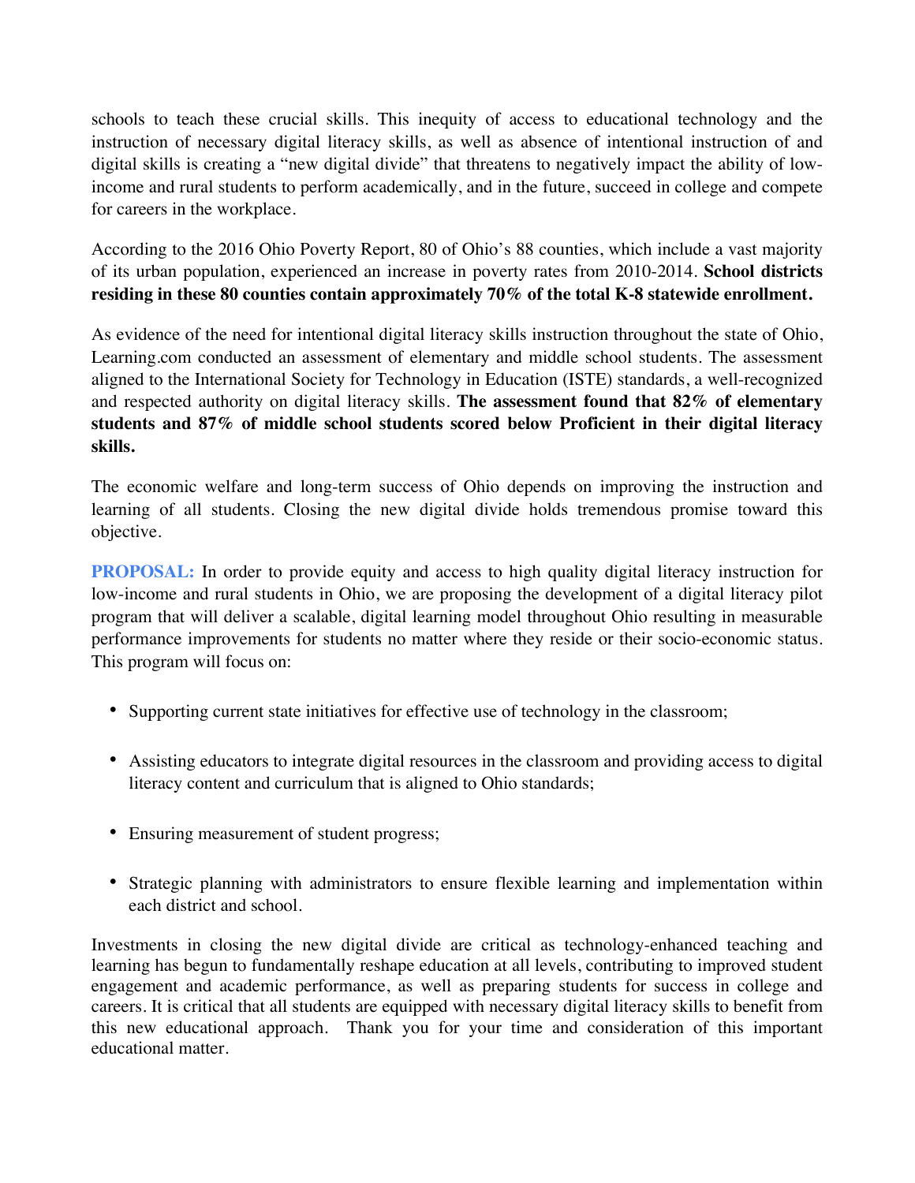schools to teach these crucial skills. This inequity of access to educational technology and the instruction of necessary digital literacy skills, as well as absence of intentional instruction of and digital skills is creating a "new digital divide" that threatens to negatively impact the ability of low-income and rural students to perform academically, and in the future, succeed in college and compete for careers in the workplace.

According to the 2016 Ohio Poverty Report, 80 of Ohio's 88 counties, which include a vast majority of its urban population, experienced an increase in poverty rates from 2010-2014. **School districts residing in these 80 counties contain approximately 70% of the total K-8 statewide enrollment.**

As evidence of the need for intentional digital literacy skills instruction throughout the state of Ohio, Learning.com conducted an assessment of elementary and middle school students. The assessment aligned to the International Society for Technology in Education (ISTE) standards, a well-recognized and respected authority on digital literacy skills. **The assessment found that 82% of elementary students and 87% of middle school students scored below Proficient in their digital literacy skills.**

The economic welfare and long-term success of Ohio depends on improving the instruction and learning of all students. Closing the new digital divide holds tremendous promise toward this objective.

**PROPOSAL:** In order to provide equity and access to high quality digital literacy instruction for low-income and rural students in Ohio, we are proposing the development of a digital literacy pilot program that will deliver a scalable, digital learning model throughout Ohio resulting in measurable performance improvements for students no matter where they reside or their socio-economic status. This program will focus on:

- Supporting current state initiatives for effective use of technology in the classroom;
- Assisting educators to integrate digital resources in the classroom and providing access to digital literacy content and curriculum that is aligned to Ohio standards;
- Ensuring measurement of student progress;
- Strategic planning with administrators to ensure flexible learning and implementation within each district and school.

Investments in closing the new digital divide are critical as technology-enhanced teaching and learning has begun to fundamentally reshape education at all levels, contributing to improved student engagement and academic performance, as well as preparing students for success in college and careers. It is critical that all students are equipped with necessary digital literacy skills to benefit from this new educational approach. Thank you for your time and consideration of this important educational matter.